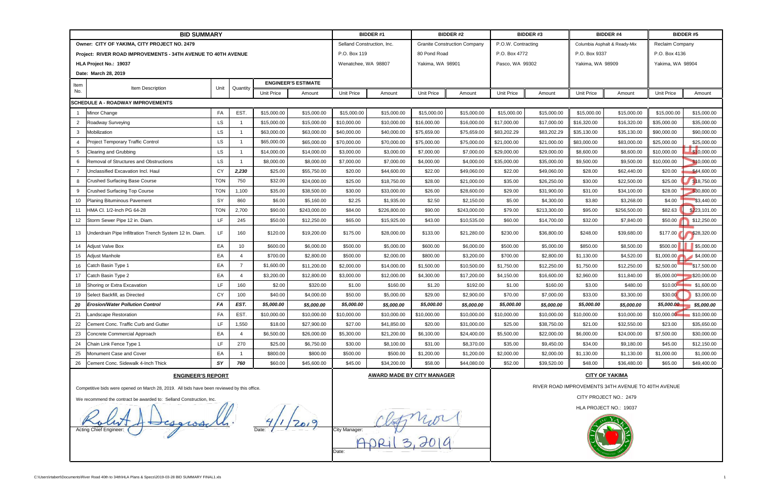# BID SUMMARY

| | | | | ENGINEER'S ESTIMATE | | BIDDER #1 | | BIDDER #2 | | BIDDER #3 | | BIDDER #4 | | BIDDER #5 | |
|---|---|---|---|---|---|---|---|---|---|---|---|---|---|---|---|
| Owner: CITY OF YAKIMA, CITY PROJECT NO. 2479 | | | | | | Selland Construction, Inc. | | Granite Construction Company | | P.O.W. Contracting | | Columbia Asphalt & Ready-Mix | | Reclaim Company | |
| Project: RIVER ROAD IMPROVEMENTS - 34TH AVENUE TO 40TH AVENUE | | | | | | P.O. Box 119 | | 80 Pond Road | | P.O. Box 4772 | | P.O. Box 9337 | | P.O. Box 4136 | |
| HLA Project No.: 19037 | | | | | | Wenatchee, WA 98807 | | Yakima, WA 98901 | | Pasco, WA 99302 | | Yakima, WA 98909 | | Yakima, WA 98904 | |
| Date: March 28, 2019 | | | | | | | | | | | | | | | |
| Item No. | Item Description | Unit | Quantity | Unit Price | Amount | Unit Price | Amount | Unit Price | Amount | Unit Price | Amount | Unit Price | Amount | Unit Price | Amount |
| **SCHEDULE A - ROADWAY IMPROVEMENTS** | | | | | | | | | | | | | | | |
| 1 | Minor Change | FA | EST. | $15,000.00 | $15,000.00 | $15,000.00 | $15,000.00 | $15,000.00 | $15,000.00 | $15,000.00 | $15,000.00 | $15,000.00 | $15,000.00 | $15,000.00 | $15,000.00 |
| 2 | Roadway Surveying | LS | 1 | $15,000.00 | $15,000.00 | $10,000.00 | $10,000.00 | $16,000.00 | $16,000.00 | $17,000.00 | $17,000.00 | $16,320.00 | $16,320.00 | $35,000.00 | $35,000.00 |
| 3 | Mobilization | LS | 1 | $63,000.00 | $63,000.00 | $40,000.00 | $40,000.00 | $75,659.00 | $75,659.00 | $83,202.29 | $83,202.29 | $35,130.00 | $35,130.00 | $90,000.00 | $90,000.00 |
| 4 | Project Temporary Traffic Control | LS | 1 | $65,000.00 | $65,000.00 | $70,000.00 | $70,000.00 | $75,000.00 | $75,000.00 | $21,000.00 | $21,000.00 | $83,000.00 | $83,000.00 | $25,000.00 | $25,000.00 |
| 5 | Clearing and Grubbing | LS | 1 | $14,000.00 | $14,000.00 | $3,000.00 | $3,000.00 | $7,000.00 | $7,000.00 | $29,000.00 | $29,000.00 | $8,600.00 | $8,600.00 | $10,000.00 | $10,000.00 |
| 6 | Removal of Structures and Obstructions | LS | 1 | $8,000.00 | $8,000.00 | $7,000.00 | $7,000.00 | $4,000.00 | $4,000.00 | $35,000.00 | $35,000.00 | $9,500.00 | $9,500.00 | $10,000.00 | $10,000.00 |
| 7 | Unclassified Excavation Incl. Haul | CY | *2,230* | $25.00 | $55,750.00 | $20.00 | $44,600.00 | $22.00 | $49,060.00 | $22.00 | $49,060.00 | $28.00 | $62,440.00 | $20.00 | $44,600.00 |
| 8 | Crushed Surfacing Base Course | TON | 750 | $32.00 | $24,000.00 | $25.00 | $18,750.00 | $28.00 | $21,000.00 | $35.00 | $26,250.00 | $30.00 | $22,500.00 | $25.00 | $18,750.00 |
| 9 | Crushed Surfacing Top Course | TON | 1,100 | $35.00 | $38,500.00 | $30.00 | $33,000.00 | $26.00 | $28,600.00 | $29.00 | $31,900.00 | $31.00 | $34,100.00 | $28.00 | $30,800.00 |
| 10 | Planing Bituminous Pavement | SY | 860 | $6.00 | $5,160.00 | $2.25 | $1,935.00 | $2.50 | $2,150.00 | $5.00 | $4,300.00 | $3.80 | $3,268.00 | $4.00 | $3,440.00 |
| 11 | HMA Cl. 1/2-Inch PG 64-28 | TON | 2,700 | $90.00 | $243,000.00 | $84.00 | $226,800.00 | $90.00 | $243,000.00 | $79.00 | $213,300.00 | $95.00 | $256,500.00 | $82.63 | $223,101.00 |
| 12 | Storm Sewer Pipe 12 in. Diam. | LF | 245 | $50.00 | $12,250.00 | $65.00 | $15,925.00 | $43.00 | $10,535.00 | $60.00 | $14,700.00 | $32.00 | $7,840.00 | $50.00 | $12,250.00 |
| 13 | Underdrain Pipe Infiltration Trench System 12 In. Diam. | LF | 160 | $120.00 | $19,200.00 | $175.00 | $28,000.00 | $133.00 | $21,280.00 | $230.00 | $36,800.00 | $248.00 | $39,680.00 | $177.00 | $28,320.00 |
| 14 | Adjust Valve Box | EA | 10 | $600.00 | $6,000.00 | $500.00 | $5,000.00 | $600.00 | $6,000.00 | $500.00 | $5,000.00 | $850.00 | $8,500.00 | $500.00 | $5,000.00 |
| 15 | Adjust Manhole | EA | 4 | $700.00 | $2,800.00 | $500.00 | $2,000.00 | $800.00 | $3,200.00 | $700.00 | $2,800.00 | $1,130.00 | $4,520.00 | $1,000.00 | $4,000.00 |
| 16 | Catch Basin Type 1 | EA | 7 | $1,600.00 | $11,200.00 | $2,000.00 | $14,000.00 | $1,500.00 | $10,500.00 | $1,750.00 | $12,250.00 | $1,750.00 | $12,250.00 | $2,500.00 | $17,500.00 |
| 17 | Catch Basin Type 2 | EA | 4 | $3,200.00 | $12,800.00 | $3,000.00 | $12,000.00 | $4,300.00 | $17,200.00 | $4,150.00 | $16,600.00 | $2,960.00 | $11,840.00 | $5,000.00 | $20,000.00 |
| 18 | Shoring or Extra Excavation | LF | 160 | $2.00 | $320.00 | $1.00 | $160.00 | $1.20 | $192.00 | $1.00 | $160.00 | $3.00 | $480.00 | $10.00 | $1,600.00 |
| 19 | Select Backfill, as Directed | CY | 100 | $40.00 | $4,000.00 | $50.00 | $5,000.00 | $29.00 | $2,900.00 | $70.00 | $7,000.00 | $33.00 | $3,300.00 | $30.00 | $3,000.00 |
| *20* | ***Erosion/Water Pollution Control*** | *FA* | *EST.* | *$5,000.00* | *$5,000.00* | *$5,000.00* | *$5,000.00* | *$5,000.00* | *$5,000.00* | *$5,000.00* | *$5,000.00* | *$5,000.00* | *$5,000.00* | *$5,000.00* | *$5,000.00* |
| 21 | Landscape Restoration | FA | EST. | $10,000.00 | $10,000.00 | $10,000.00 | $10,000.00 | $10,000.00 | $10,000.00 | $10,000.00 | $10,000.00 | $10,000.00 | $10,000.00 | $10,000.00 | $10,000.00 |
| 22 | Cement Conc. Traffic Curb and Gutter | LF | 1,550 | $18.00 | $27,900.00 | $27.00 | $41,850.00 | $20.00 | $31,000.00 | $25.00 | $38,750.00 | $21.00 | $32,550.00 | $23.00 | $35,650.00 |
| 23 | Concrete Commercial Approach | EA | 4 | $6,500.00 | $26,000.00 | $5,300.00 | $21,200.00 | $6,100.00 | $24,400.00 | $5,500.00 | $22,000.00 | $6,000.00 | $24,000.00 | $7,500.00 | $30,000.00 |
| 24 | Chain Link Fence Type 1 | LF | 270 | $25.00 | $6,750.00 | $30.00 | $8,100.00 | $31.00 | $8,370.00 | $35.00 | $9,450.00 | $34.00 | $9,180.00 | $45.00 | $12,150.00 |
| 25 | Monument Case and Cover | EA | 1 | $800.00 | $800.00 | $500.00 | $500.00 | $1,200.00 | $1,200.00 | $2,000.00 | $2,000.00 | $1,130.00 | $1,130.00 | $1,000.00 | $1,000.00 |
| 26 | Cement Conc. Sidewalk 4-Inch Thick | *SY* | *760* | $60.00 | $45,600.00 | $45.00 | $34,200.00 | $58.00 | $44,080.00 | $52.00 | $39,520.00 | $48.00 | $36,480.00 | $65.00 | $49,400.00 |

NON RESPONSIVE (Bidder #5)

## ENGINEER'S REPORT

Competitive bids were opened on March 28, 2019. All bids have been reviewed by this office.

We recommend the contract be awarded to: Selland Construction, Inc.

Acting Chief Engineer: [signature] Date: 4/1/2019

## AWARD MADE BY CITY MANAGER

City Manager: [signature]

Date: APRIL 3, 2019

## CITY OF YAKIMA

RIVER ROAD IMPROVEMENTS 34TH AVENUE TO 40TH AVENUE

CITY PROJECT NO.: 2479

HLA PROJECT NO.: 19037

C:\Users\rtaberl\Documents\River Road 40th to 34th\HLA Plans & Specs\2019-03-28 BID SUMMARY FINAL1.xls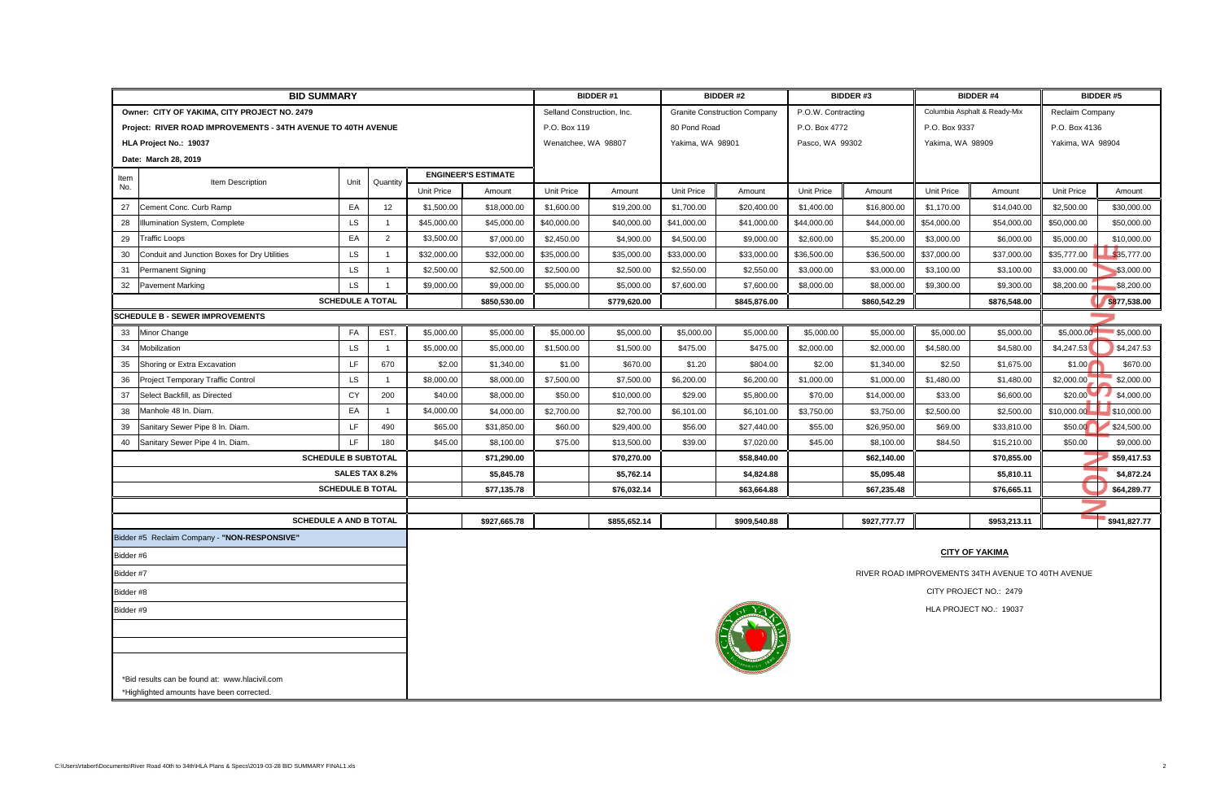| BID SUMMARY | | | | | | BIDDER #1 | | BIDDER #2 | | BIDDER #3 | | BIDDER #4 | | BIDDER #5 | |
|---|---|---|---|---|---|---|---|---|---|---|---|---|---|---|---|
| Owner: CITY OF YAKIMA, CITY PROJECT NO. 2479 | | | | | | Selland Construction, Inc. | | Granite Construction Company | | P.O.W. Contracting | | Columbia Asphalt & Ready-Mix | | Reclaim Company | |
| Project: RIVER ROAD IMPROVEMENTS - 34TH AVENUE TO 40TH AVENUE | | | | | | P.O. Box 119 | | 80 Pond Road | | P.O. Box 4772 | | P.O. Box 9337 | | P.O. Box 4136 | |
| HLA Project No.: 19037 | | | | | | Wenatchee, WA 98807 | | Yakima, WA 98901 | | Pasco, WA 99302 | | Yakima, WA 98909 | | Yakima, WA 98904 | |
| Date: March 28, 2019 | | | | | | | | | | | | | | | |
| Item No. | Item Description | Unit | Quantity | ENGINEER'S ESTIMATE | | | | | | | | | | | |
| | | | | Unit Price | Amount | Unit Price | Amount | Unit Price | Amount | Unit Price | Amount | Unit Price | Amount | Unit Price | Amount |
| 27 | Cement Conc. Curb Ramp | EA | 12 | $1,500.00 | $18,000.00 | $1,600.00 | $19,200.00 | $1,700.00 | $20,400.00 | $1,400.00 | $16,800.00 | $1,170.00 | $14,040.00 | $2,500.00 | $30,000.00 |
| 28 | Illumination System, Complete | LS | 1 | $45,000.00 | $45,000.00 | $40,000.00 | $40,000.00 | $41,000.00 | $41,000.00 | $44,000.00 | $44,000.00 | $54,000.00 | $54,000.00 | $50,000.00 | $50,000.00 |
| 29 | Traffic Loops | EA | 2 | $3,500.00 | $7,000.00 | $2,450.00 | $4,900.00 | $4,500.00 | $9,000.00 | $2,600.00 | $5,200.00 | $3,000.00 | $6,000.00 | $5,000.00 | $10,000.00 |
| 30 | Conduit and Junction Boxes for Dry Utilities | LS | 1 | $32,000.00 | $32,000.00 | $35,000.00 | $35,000.00 | $33,000.00 | $33,000.00 | $36,500.00 | $36,500.00 | $37,000.00 | $37,000.00 | $35,777.00 | $35,777.00 |
| 31 | Permanent Signing | LS | 1 | $2,500.00 | $2,500.00 | $2,500.00 | $2,500.00 | $2,550.00 | $2,550.00 | $3,000.00 | $3,000.00 | $3,100.00 | $3,100.00 | $3,000.00 | $3,000.00 |
| 32 | Pavement Marking | LS | 1 | $9,000.00 | $9,000.00 | $5,000.00 | $5,000.00 | $7,600.00 | $7,600.00 | $8,000.00 | $8,000.00 | $9,300.00 | $9,300.00 | $8,200.00 | $8,200.00 |
| SCHEDULE A TOTAL | | | | | $850,530.00 | | $779,620.00 | | $845,876.00 | | $860,542.29 | | $876,548.00 | | $877,538.00 |
| SCHEDULE B - SEWER IMPROVEMENTS | | | | | | | | | | | | | | | |
| 33 | Minor Change | FA | EST. | $5,000.00 | $5,000.00 | $5,000.00 | $5,000.00 | $5,000.00 | $5,000.00 | $5,000.00 | $5,000.00 | $5,000.00 | $5,000.00 | $5,000.00 | $5,000.00 |
| 34 | Mobilization | LS | 1 | $5,000.00 | $5,000.00 | $1,500.00 | $1,500.00 | $475.00 | $475.00 | $2,000.00 | $2,000.00 | $4,580.00 | $4,580.00 | $4,247.53 | $4,247.53 |
| 35 | Shoring or Extra Excavation | LF | 670 | $2.00 | $1,340.00 | $1.00 | $670.00 | $1.20 | $804.00 | $2.00 | $1,340.00 | $2.50 | $1,675.00 | $1.00 | $670.00 |
| 36 | Project Temporary Traffic Control | LS | 1 | $8,000.00 | $8,000.00 | $7,500.00 | $7,500.00 | $6,200.00 | $6,200.00 | $1,000.00 | $1,000.00 | $1,480.00 | $1,480.00 | $2,000.00 | $2,000.00 |
| 37 | Select Backfill, as Directed | CY | 200 | $40.00 | $8,000.00 | $50.00 | $10,000.00 | $29.00 | $5,800.00 | $70.00 | $14,000.00 | $33.00 | $6,600.00 | $20.00 | $4,000.00 |
| 38 | Manhole 48 In. Diam. | EA | 1 | $4,000.00 | $4,000.00 | $2,700.00 | $2,700.00 | $6,101.00 | $6,101.00 | $3,750.00 | $3,750.00 | $2,500.00 | $2,500.00 | $10,000.00 | $10,000.00 |
| 39 | Sanitary Sewer Pipe 8 In. Diam. | LF | 490 | $65.00 | $31,850.00 | $60.00 | $29,400.00 | $56.00 | $27,440.00 | $55.00 | $26,950.00 | $69.00 | $33,810.00 | $50.00 | $24,500.00 |
| 40 | Sanitary Sewer Pipe 4 In. Diam. | LF | 180 | $45.00 | $8,100.00 | $75.00 | $13,500.00 | $39.00 | $7,020.00 | $45.00 | $8,100.00 | $84.50 | $15,210.00 | $50.00 | $9,000.00 |
| SCHEDULE B SUBTOTAL | | | | | $71,290.00 | | $70,270.00 | | $58,840.00 | | $62,140.00 | | $70,855.00 | | $59,417.53 |
| SALES TAX 8.2% | | | | | $5,845.78 | | $5,762.14 | | $4,824.88 | | $5,095.48 | | $5,810.11 | | $4,872.24 |
| SCHEDULE B TOTAL | | | | | $77,135.78 | | $76,032.14 | | $63,664.88 | | $67,235.48 | | $76,665.11 | | $64,289.77 |
| SCHEDULE A AND B TOTAL | | | | | $927,665.78 | | $855,652.14 | | $909,540.88 | | $927,777.77 | | $953,213.11 | | $941,827.77 |

NON RESPONSIVE

Bidder #5 Reclaim Company - **"NON-RESPONSIVE"**

Bidder #6

Bidder #7

Bidder #8

Bidder #9

*Bid results can be found at: www.hlacivil.com

*Highlighted amounts have been corrected.

**CITY OF YAKIMA**

RIVER ROAD IMPROVEMENTS 34TH AVENUE TO 40TH AVENUE

CITY PROJECT NO.: 2479

HLA PROJECT NO.: 19037